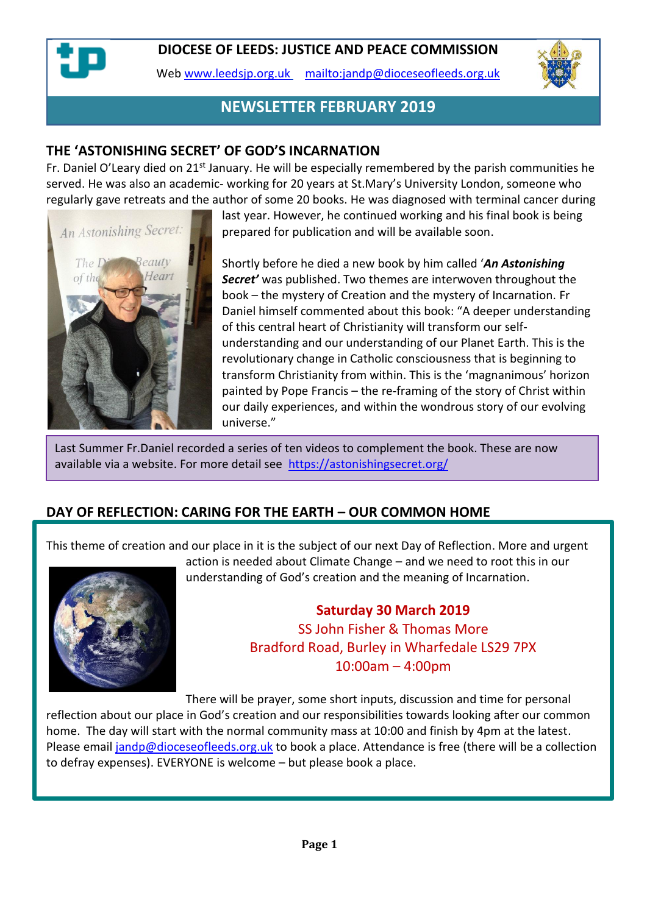# DIOCESE OF LEEDS: JUSTICE AND PEACE COMMISSION

Web [www.leedsjp.org.uk](http://www.leedsjp.org.uk) [mailto:jandp@dioceseofleeds.org.uk](mailto:jandp@dioceseofleeds.org.uk)

## NEWSLETTER FEBRUARY 2019

## THE 'ASTONISHING SECRET' OF GOD'S INCARNATION

Fr. Daniel O'Leary died on 21st January. He will be especially remembered by the parish communities he served. He was also an academic- working for 20 years at St.Mary's University London, someone who regularly gave retreats and the author of some 20 books. He was diagnosed with terminal cancer during last year. However, he continued working and his final book is being prepared for publication and will be available soon.

Shortly before he died a new book by him called '***An Astonishing Secret'*** was published. Two themes are interwoven throughout the book – the mystery of Creation and the mystery of Incarnation. Fr Daniel himself commented about this book: "A deeper understanding of this central heart of Christianity will transform our self-understanding and our understanding of our Planet Earth. This is the revolutionary change in Catholic consciousness that is beginning to transform Christianity from within. This is the 'magnanimous' horizon painted by Pope Francis – the re-framing of the story of Christ within our daily experiences, and within the wondrous story of our evolving universe."

Last Summer Fr.Daniel recorded a series of ten videos to complement the book. These are now available via a website. For more detail see [https://astonishingsecret.org/](https://astonishingsecret.org/)

## DAY OF REFLECTION: CARING FOR THE EARTH – OUR COMMON HOME

This theme of creation and our place in it is the subject of our next Day of Reflection. More and urgent action is needed about Climate Change – and we need to root this in our understanding of God's creation and the meaning of Incarnation.

**Saturday 30 March 2019**
SS John Fisher & Thomas More
Bradford Road, Burley in Wharfedale LS29 7PX
10:00am – 4:00pm

There will be prayer, some short inputs, discussion and time for personal reflection about our place in God's creation and our responsibilities towards looking after our common home. The day will start with the normal community mass at 10:00 and finish by 4pm at the latest. Please email [jandp@dioceseofleeds.org.uk](mailto:jandp@dioceseofleeds.org.uk) to book a place. Attendance is free (there will be a collection to defray expenses). EVERYONE is welcome – but please book a place.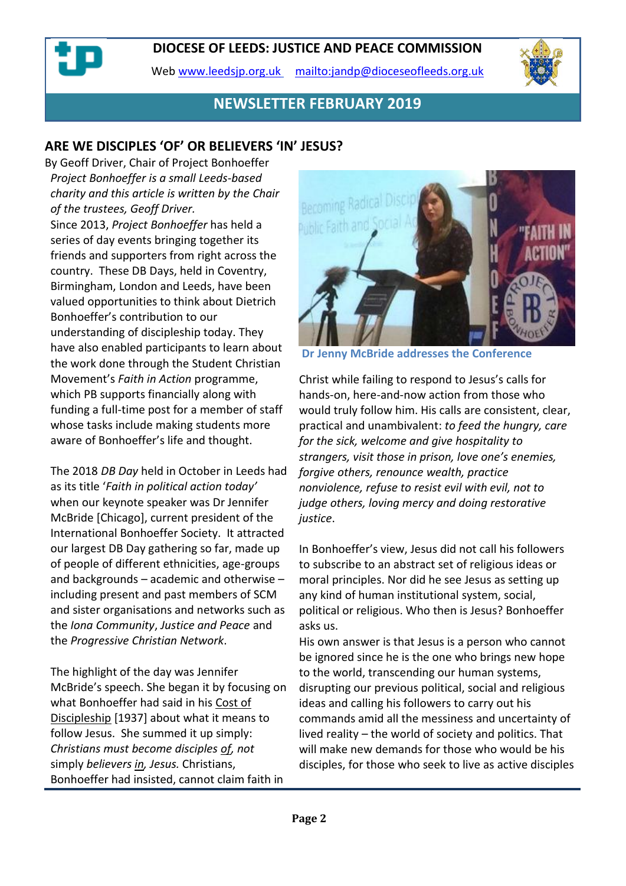# DIOCESE OF LEEDS: JUSTICE AND PEACE COMMISSION

Web www.leedsjp.org.uk mailto:jandp@dioceseofleeds.org.uk

## NEWSLETTER FEBRUARY 2019

## ARE WE DISCIPLES 'OF' OR BELIEVERS 'IN' JESUS?

By Geoff Driver, Chair of Project Bonhoeffer

*Project Bonhoeffer is a small Leeds-based charity and this article is written by the Chair of the trustees, Geoff Driver.*

Since 2013, *Project Bonhoeffer* has held a series of day events bringing together its friends and supporters from right across the country. These DB Days, held in Coventry, Birmingham, London and Leeds, have been valued opportunities to think about Dietrich Bonhoeffer's contribution to our understanding of discipleship today. They have also enabled participants to learn about the work done through the Student Christian Movement's *Faith in Action* programme, which PB supports financially along with funding a full-time post for a member of staff whose tasks include making students more aware of Bonhoeffer's life and thought.

The 2018 *DB Day* held in October in Leeds had as its title '*Faith in political action today'* when our keynote speaker was Dr Jennifer McBride [Chicago], current president of the International Bonhoeffer Society. It attracted our largest DB Day gathering so far, made up of people of different ethnicities, age-groups and backgrounds – academic and otherwise – including present and past members of SCM and sister organisations and networks such as the *Iona Community*, *Justice and Peace* and the *Progressive Christian Network*.

The highlight of the day was Jennifer McBride's speech. She began it by focusing on what Bonhoeffer had said in his Cost of Discipleship [1937] about what it means to follow Jesus. She summed it up simply: *Christians must become disciples of, not* simply *believers in, Jesus.* Christians, Bonhoeffer had insisted, cannot claim faith in Christ while failing to respond to Jesus's calls for hands-on, here-and-now action from those who would truly follow him. His calls are consistent, clear, practical and unambivalent: *to feed the hungry, care for the sick, welcome and give hospitality to strangers, visit those in prison, love one's enemies, forgive others, renounce wealth, practice nonviolence, refuse to resist evil with evil, not to judge others, loving mercy and doing restorative justice*.

Dr Jenny McBride addresses the Conference

In Bonhoeffer's view, Jesus did not call his followers to subscribe to an abstract set of religious ideas or moral principles. Nor did he see Jesus as setting up any kind of human institutional system, social, political or religious. Who then is Jesus? Bonhoeffer asks us.

His own answer is that Jesus is a person who cannot be ignored since he is the one who brings new hope to the world, transcending our human systems, disrupting our previous political, social and religious ideas and calling his followers to carry out his commands amid all the messiness and uncertainty of lived reality – the world of society and politics. That will make new demands for those who would be his disciples, for those who seek to live as active disciples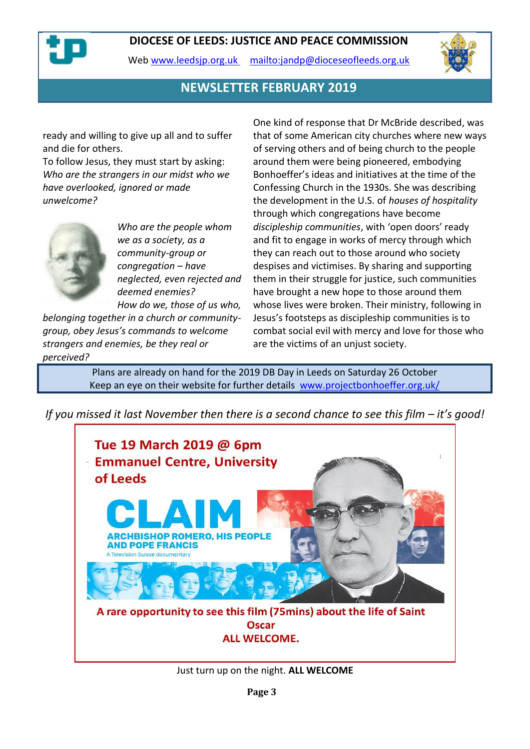# DIOCESE OF LEEDS: JUSTICE AND PEACE COMMISSION

Web www.leedsjp.org.uk mailto:jandp@dioceseofleeds.org.uk

## NEWSLETTER FEBRUARY 2019

ready and willing to give up all and to suffer and die for others.

To follow Jesus, they must start by asking: *Who are the strangers in our midst who we have overlooked, ignored or made unwelcome?*

*Who are the people whom we as a society, as a community-group or congregation – have neglected, even rejected and deemed enemies?*

*How do we, those of us who, belonging together in a church or community-group, obey Jesus's commands to welcome strangers and enemies, be they real or perceived?*

One kind of response that Dr McBride described, was that of some American city churches where new ways of serving others and of being church to the people around them were being pioneered, embodying Bonhoeffer's ideas and initiatives at the time of the Confessing Church in the 1930s. She was describing the development in the U.S. of *houses of hospitality* through which congregations have become *discipleship communities*, with 'open doors' ready and fit to engage in works of mercy through which they can reach out to those around who society despises and victimises. By sharing and supporting them in their struggle for justice, such communities have brought a new hope to those around them whose lives were broken. Their ministry, following in Jesus's footsteps as discipleship communities is to combat social evil with mercy and love for those who are the victims of an unjust society.

Plans are already on hand for the 2019 DB Day in Leeds on Saturday 26 October
Keep an eye on their website for further details www.projectbonhoeffer.org.uk/

*If you missed it last November then there is a second chance to see this film – it's good!*

**Tue 19 March 2019 @ 6pm**
**Emmanuel Centre, University of Leeds**

**CLAIM**
**ARCHBISHOP ROMERO, HIS PEOPLE AND POPE FRANCIS**
A Television Suisse documentary

**A rare opportunity to see this film (75mins) about the life of Saint Oscar**
**ALL WELCOME.**

Just turn up on the night. **ALL WELCOME**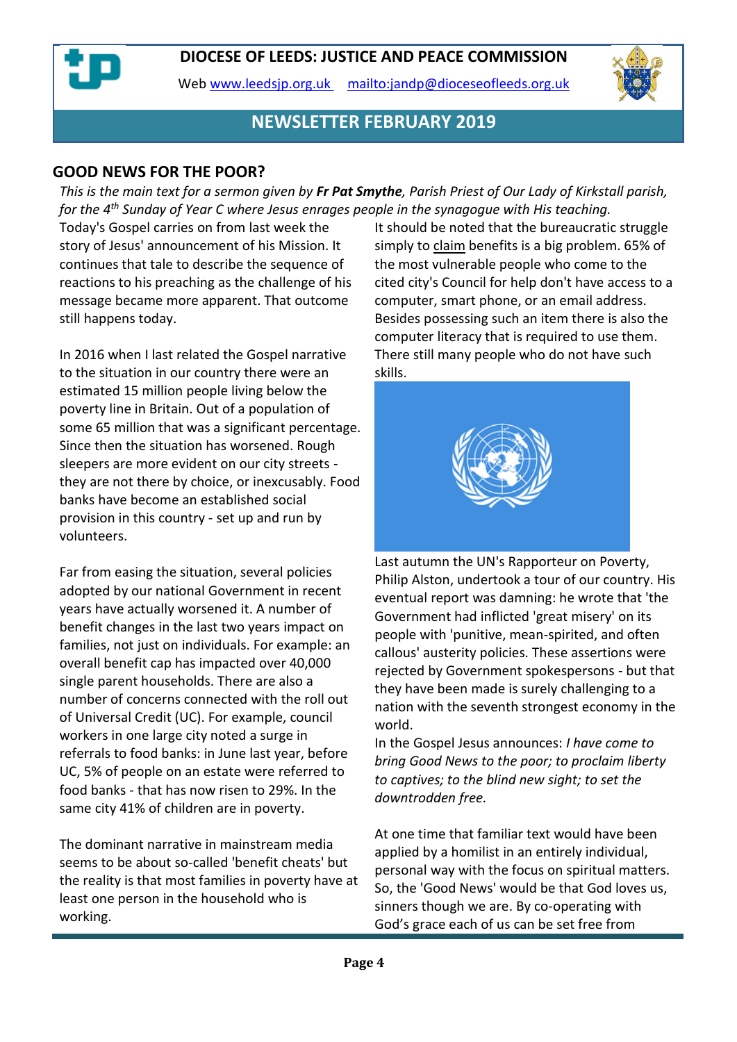# DIOCESE OF LEEDS: JUSTICE AND PEACE COMMISSION

Web www.leedsjp.org.uk mailto:jandp@dioceseofleeds.org.uk

## NEWSLETTER FEBRUARY 2019

## GOOD NEWS FOR THE POOR?

*This is the main text for a sermon given by **Fr Pat Smythe**, Parish Priest of Our Lady of Kirkstall parish, for the 4th Sunday of Year C where Jesus enrages people in the synagogue with His teaching.*

Today's Gospel carries on from last week the story of Jesus' announcement of his Mission. It continues that tale to describe the sequence of reactions to his preaching as the challenge of his message became more apparent. That outcome still happens today.

In 2016 when I last related the Gospel narrative to the situation in our country there were an estimated 15 million people living below the poverty line in Britain. Out of a population of some 65 million that was a significant percentage. Since then the situation has worsened. Rough sleepers are more evident on our city streets - they are not there by choice, or inexcusably. Food banks have become an established social provision in this country - set up and run by volunteers.

Far from easing the situation, several policies adopted by our national Government in recent years have actually worsened it. A number of benefit changes in the last two years impact on families, not just on individuals. For example: an overall benefit cap has impacted over 40,000 single parent households. There are also a number of concerns connected with the roll out of Universal Credit (UC). For example, council workers in one large city noted a surge in referrals to food banks: in June last year, before UC, 5% of people on an estate were referred to food banks - that has now risen to 29%. In the same city 41% of children are in poverty.

The dominant narrative in mainstream media seems to be about so-called 'benefit cheats' but the reality is that most families in poverty have at least one person in the household who is working.

It should be noted that the bureaucratic struggle simply to claim benefits is a big problem. 65% of the most vulnerable people who come to the cited city's Council for help don't have access to a computer, smart phone, or an email address. Besides possessing such an item there is also the computer literacy that is required to use them. There still many people who do not have such skills.

Last autumn the UN's Rapporteur on Poverty, Philip Alston, undertook a tour of our country. His eventual report was damning: he wrote that 'the Government had inflicted 'great misery' on its people with 'punitive, mean-spirited, and often callous' austerity policies. These assertions were rejected by Government spokespersons - but that they have been made is surely challenging to a nation with the seventh strongest economy in the world.

In the Gospel Jesus announces: *I have come to bring Good News to the poor; to proclaim liberty to captives; to the blind new sight; to set the downtrodden free.*

At one time that familiar text would have been applied by a homilist in an entirely individual, personal way with the focus on spiritual matters. So, the 'Good News' would be that God loves us, sinners though we are. By co-operating with God's grace each of us can be set free from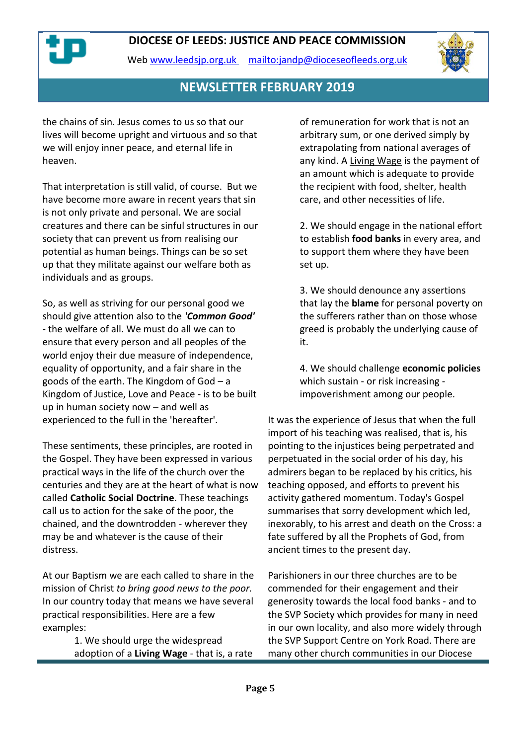the chains of sin. Jesus comes to us so that our lives will become upright and virtuous and so that we will enjoy inner peace, and eternal life in heaven.

That interpretation is still valid, of course. But we have become more aware in recent years that sin is not only private and personal. We are social creatures and there can be sinful structures in our society that can prevent us from realising our potential as human beings. Things can be so set up that they militate against our welfare both as individuals and as groups.

So, as well as striving for our personal good we should give attention also to the ***'Common Good'*** - the welfare of all. We must do all we can to ensure that every person and all peoples of the world enjoy their due measure of independence, equality of opportunity, and a fair share in the goods of the earth. The Kingdom of God – a Kingdom of Justice, Love and Peace - is to be built up in human society now – and well as experienced to the full in the 'hereafter'.

These sentiments, these principles, are rooted in the Gospel. They have been expressed in various practical ways in the life of the church over the centuries and they are at the heart of what is now called **Catholic Social Doctrine**. These teachings call us to action for the sake of the poor, the chained, and the downtrodden - wherever they may be and whatever is the cause of their distress.

At our Baptism we are each called to share in the mission of Christ *to bring good news to the poor.* In our country today that means we have several practical responsibilities. Here are a few examples:

1. We should urge the widespread adoption of a **Living Wage** - that is, a rate of remuneration for work that is not an arbitrary sum, or one derived simply by extrapolating from national averages of any kind. A Living Wage is the payment of an amount which is adequate to provide the recipient with food, shelter, health care, and other necessities of life.

2. We should engage in the national effort to establish **food banks** in every area, and to support them where they have been set up.

3. We should denounce any assertions that lay the **blame** for personal poverty on the sufferers rather than on those whose greed is probably the underlying cause of it.

4. We should challenge **economic policies** which sustain - or risk increasing - impoverishment among our people.

It was the experience of Jesus that when the full import of his teaching was realised, that is, his pointing to the injustices being perpetrated and perpetuated in the social order of his day, his admirers began to be replaced by his critics, his teaching opposed, and efforts to prevent his activity gathered momentum. Today's Gospel summarises that sorry development which led, inexorably, to his arrest and death on the Cross: a fate suffered by all the Prophets of God, from ancient times to the present day.

Parishioners in our three churches are to be commended for their engagement and their generosity towards the local food banks - and to the SVP Society which provides for many in need in our own locality, and also more widely through the SVP Support Centre on York Road. There are many other church communities in our Diocese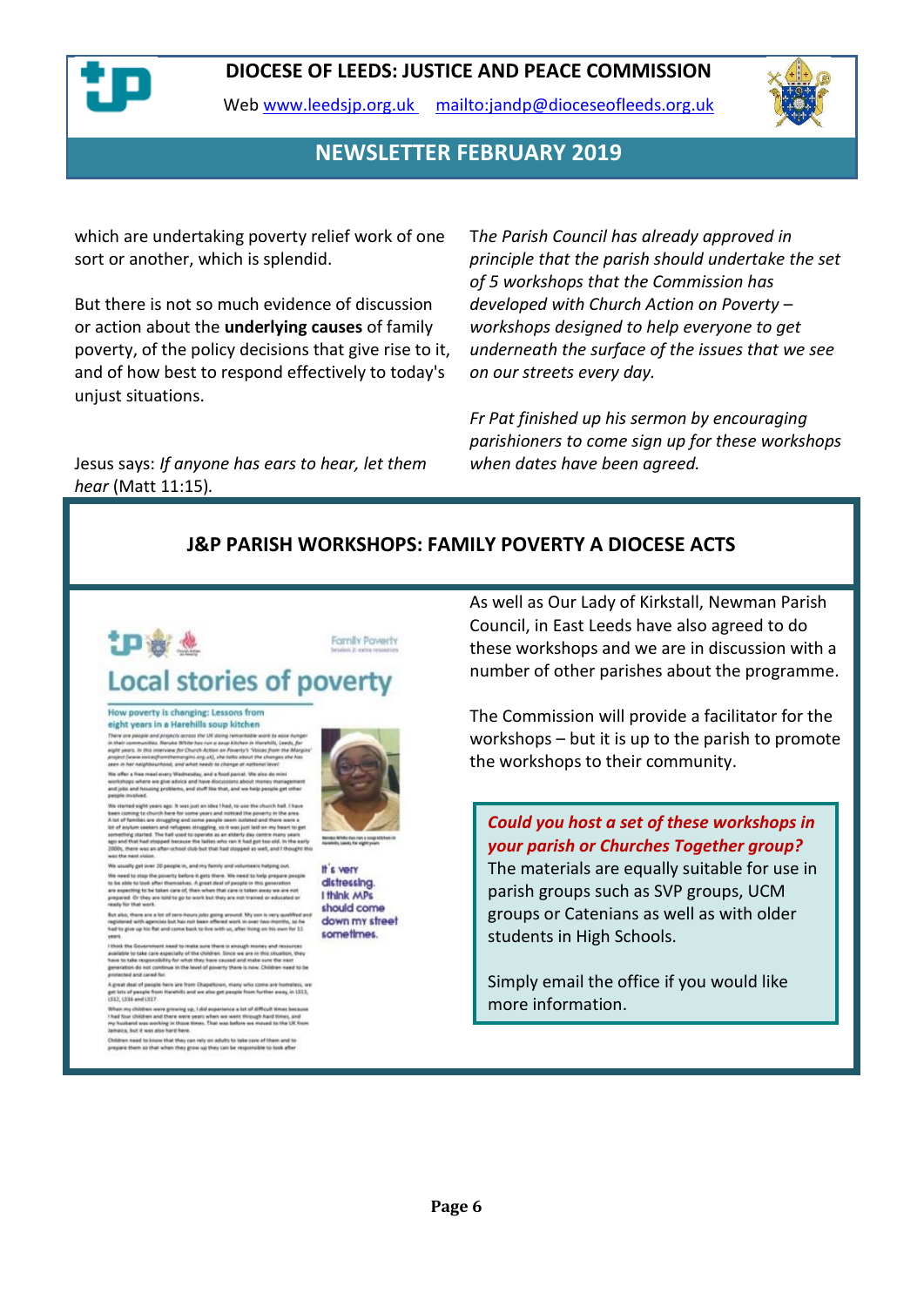which are undertaking poverty relief work of one sort or another, which is splendid.

But there is not so much evidence of discussion or action about the **underlying causes** of family poverty, of the policy decisions that give rise to it, and of how best to respond effectively to today's unjust situations.

Jesus says: *If anyone has ears to hear, let them hear* (Matt 11:15).

T*he Parish Council has already approved in principle that the parish should undertake the set of 5 workshops that the Commission has developed with Church Action on Poverty – workshops designed to help everyone to get underneath the surface of the issues that we see on our streets every day.*

*Fr Pat finished up his sermon by encouraging parishioners to come sign up for these workshops when dates have been agreed.*

## J&P PARISH WORKSHOPS: FAMILY POVERTY A DIOCESE ACTS

As well as Our Lady of Kirkstall, Newman Parish Council, in East Leeds have also agreed to do these workshops and we are in discussion with a number of other parishes about the programme.

The Commission will provide a facilitator for the workshops – but it is up to the parish to promote the workshops to their community.

***Could you host a set of these workshops in your parish or Churches Together group?*** The materials are equally suitable for use in parish groups such as SVP groups, UCM groups or Catenians as well as with older students in High Schools.

Simply email the office if you would like more information.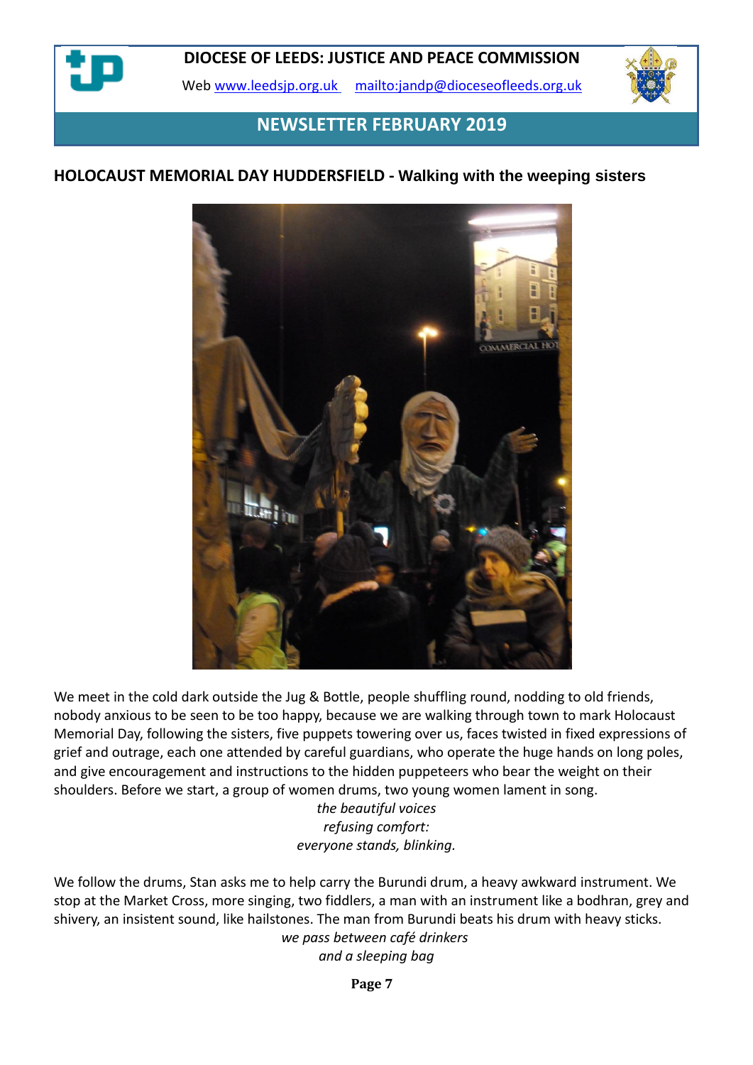DIOCESE OF LEEDS: JUSTICE AND PEACE COMMISSION

Web www.leedsjp.org.uk mailto:jandp@dioceseofleeds.org.uk

**NEWSLETTER FEBRUARY 2019**

## HOLOCAUST MEMORIAL DAY HUDDERSFIELD - Walking with the weeping sisters

We meet in the cold dark outside the Jug & Bottle, people shuffling round, nodding to old friends, nobody anxious to be seen to be too happy, because we are walking through town to mark Holocaust Memorial Day, following the sisters, five puppets towering over us, faces twisted in fixed expressions of grief and outrage, each one attended by careful guardians, who operate the huge hands on long poles, and give encouragement and instructions to the hidden puppeteers who bear the weight on their shoulders. Before we start, a group of women drums, two young women lament in song.

*the beautiful voices*
*refusing comfort:*
*everyone stands, blinking.*

We follow the drums, Stan asks me to help carry the Burundi drum, a heavy awkward instrument. We stop at the Market Cross, more singing, two fiddlers, a man with an instrument like a bodhran, grey and shivery, an insistent sound, like hailstones. The man from Burundi beats his drum with heavy sticks.

*we pass between café drinkers*
*and a sleeping bag*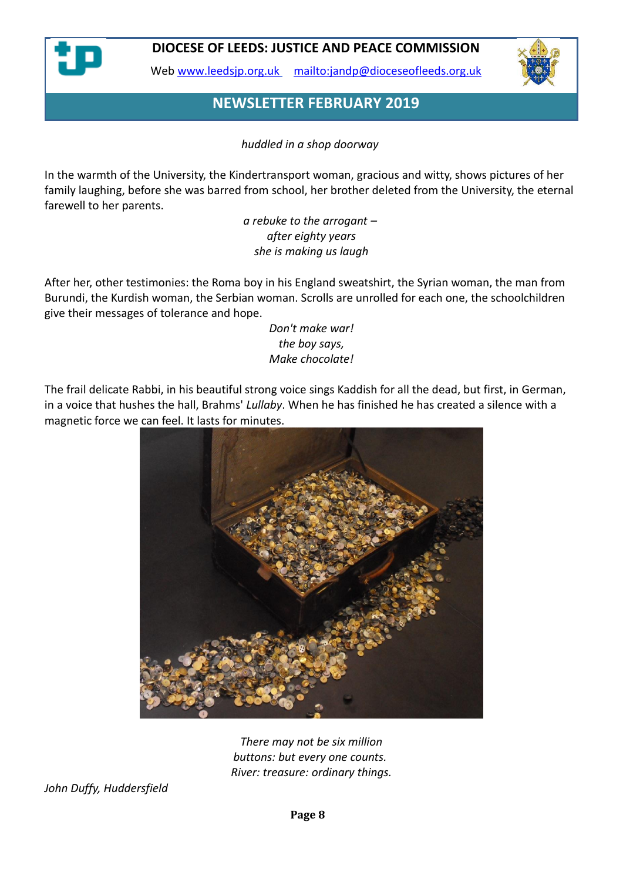*huddled in a shop doorway*

In the warmth of the University, the Kindertransport woman, gracious and witty, shows pictures of her family laughing, before she was barred from school, her brother deleted from the University, the eternal farewell to her parents.

*a rebuke to the arrogant –*
*after eighty years*
*she is making us laugh*

After her, other testimonies: the Roma boy in his England sweatshirt, the Syrian woman, the man from Burundi, the Kurdish woman, the Serbian woman. Scrolls are unrolled for each one, the schoolchildren give their messages of tolerance and hope.

*Don't make war!*
*the boy says,*
*Make chocolate!*

The frail delicate Rabbi, in his beautiful strong voice sings Kaddish for all the dead, but first, in German, in a voice that hushes the hall, Brahms' *Lullaby*. When he has finished he has created a silence with a magnetic force we can feel. It lasts for minutes.

*There may not be six million*
*buttons: but every one counts.*
*River: treasure: ordinary things.*

*John Duffy, Huddersfield*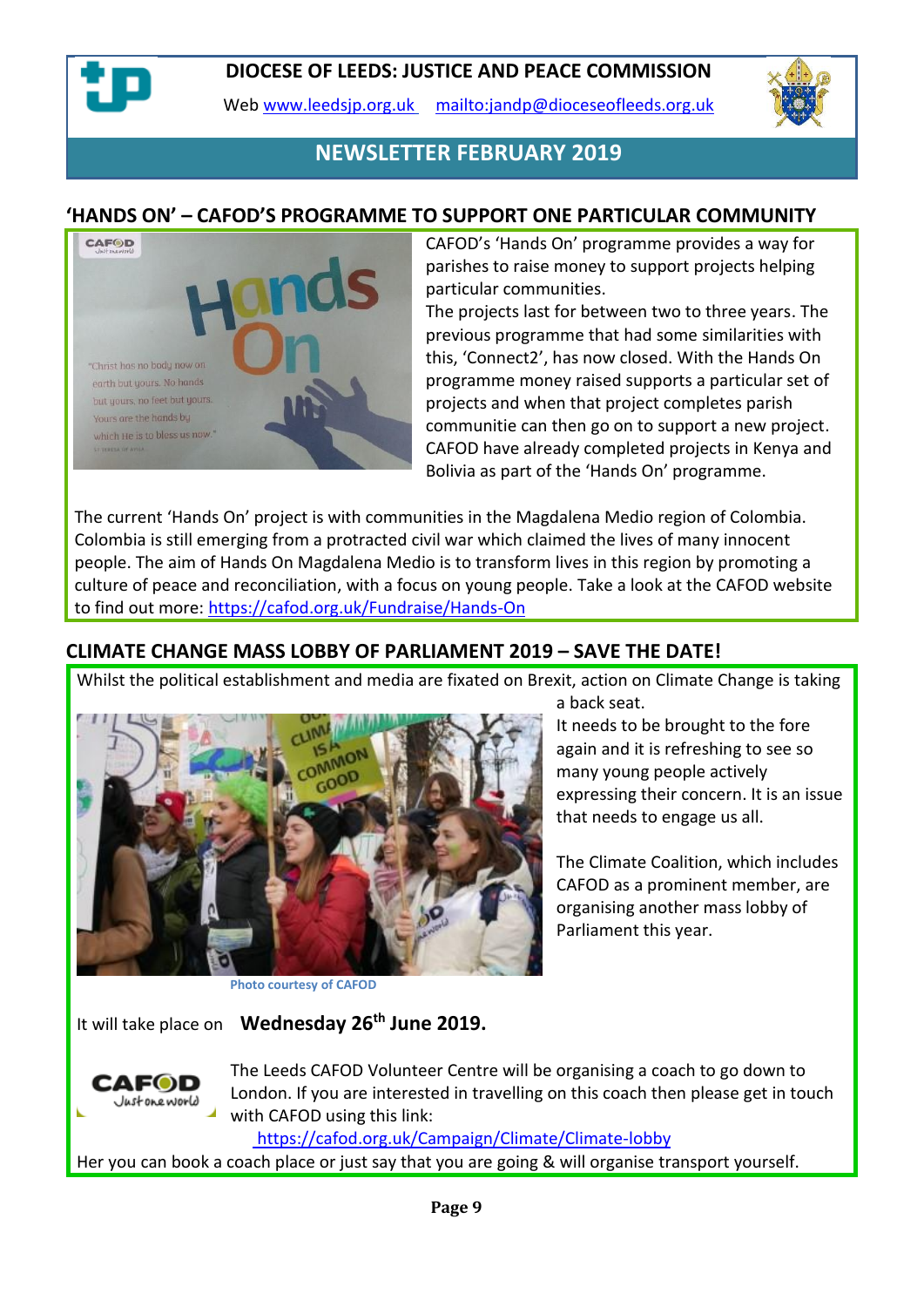**DIOCESE OF LEEDS: JUSTICE AND PEACE COMMISSION**

Web www.leedsjp.org.uk mailto:jandp@dioceseofleeds.org.uk

## NEWSLETTER FEBRUARY 2019

## 'HANDS ON' – CAFOD'S PROGRAMME TO SUPPORT ONE PARTICULAR COMMUNITY

CAFOD's 'Hands On' programme provides a way for parishes to raise money to support projects helping particular communities.

The projects last for between two to three years. The previous programme that had some similarities with this, 'Connect2', has now closed. With the Hands On programme money raised supports a particular set of projects and when that project completes parish communitie can then go on to support a new project. CAFOD have already completed projects in Kenya and Bolivia as part of the 'Hands On' programme.

The current 'Hands On' project is with communities in the Magdalena Medio region of Colombia. Colombia is still emerging from a protracted civil war which claimed the lives of many innocent people. The aim of Hands On Magdalena Medio is to transform lives in this region by promoting a culture of peace and reconciliation, with a focus on young people. Take a look at the CAFOD website to find out more: https://cafod.org.uk/Fundraise/Hands-On

## CLIMATE CHANGE MASS LOBBY OF PARLIAMENT 2019 – SAVE THE DATE!

Whilst the political establishment and media are fixated on Brexit, action on Climate Change is taking a back seat.

It needs to be brought to the fore again and it is refreshing to see so many young people actively expressing their concern. It is an issue that needs to engage us all.

The Climate Coalition, which includes CAFOD as a prominent member, are organising another mass lobby of Parliament this year.

Photo courtesy of CAFOD

It will take place on **Wednesday 26th June 2019.**

The Leeds CAFOD Volunteer Centre will be organising a coach to go down to London. If you are interested in travelling on this coach then please get in touch with CAFOD using this link:

https://cafod.org.uk/Campaign/Climate/Climate-lobby

Her you can book a coach place or just say that you are going & will organise transport yourself.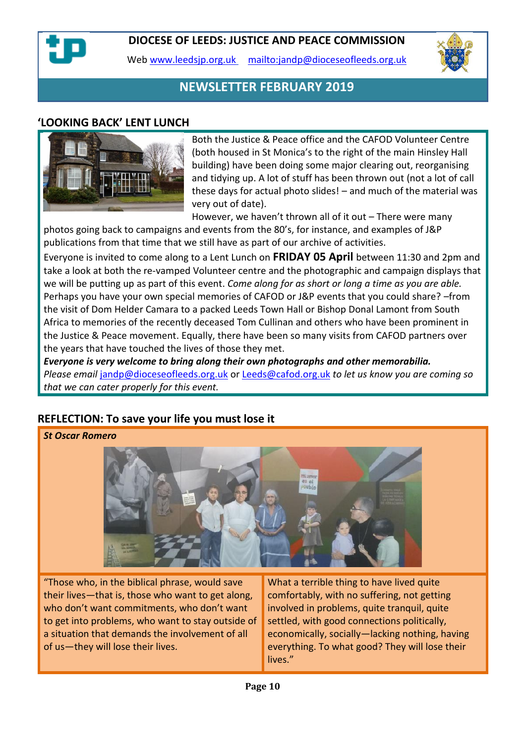# DIOCESE OF LEEDS: JUSTICE AND PEACE COMMISSION

Web www.leedsjp.org.uk mailto:jandp@dioceseofleeds.org.uk

## NEWSLETTER FEBRUARY 2019

## 'LOOKING BACK' LENT LUNCH

Both the Justice & Peace office and the CAFOD Volunteer Centre (both housed in St Monica's to the right of the main Hinsley Hall building) have been doing some major clearing out, reorganising and tidying up. A lot of stuff has been thrown out (not a lot of call these days for actual photo slides! – and much of the material was very out of date).

However, we haven't thrown all of it out – There were many photos going back to campaigns and events from the 80's, for instance, and examples of J&P publications from that time that we still have as part of our archive of activities.

Everyone is invited to come along to a Lent Lunch on **FRIDAY 05 April** between 11:30 and 2pm and take a look at both the re-vamped Volunteer centre and the photographic and campaign displays that we will be putting up as part of this event. *Come along for as short or long a time as you are able.* Perhaps you have your own special memories of CAFOD or J&P events that you could share? –from the visit of Dom Helder Camara to a packed Leeds Town Hall or Bishop Donal Lamont from South Africa to memories of the recently deceased Tom Cullinan and others who have been prominent in the Justice & Peace movement. Equally, there have been so many visits from CAFOD partners over the years that have touched the lives of those they met.

***Everyone is very welcome to bring along their own photographs and other memorabilia.***

*Please email* jandp@dioceseofleeds.org.uk or Leeds@cafod.org.uk *to let us know you are coming so that we can cater properly for this event.*

## REFLECTION: To save your life you must lose it

***St Oscar Romero***

"Those who, in the biblical phrase, would save their lives—that is, those who want to get along, who don't want commitments, who don't want to get into problems, who want to stay outside of a situation that demands the involvement of all of us—they will lose their lives.

What a terrible thing to have lived quite comfortably, with no suffering, not getting involved in problems, quite tranquil, quite settled, with good connections politically, economically, socially—lacking nothing, having everything. To what good? They will lose their lives."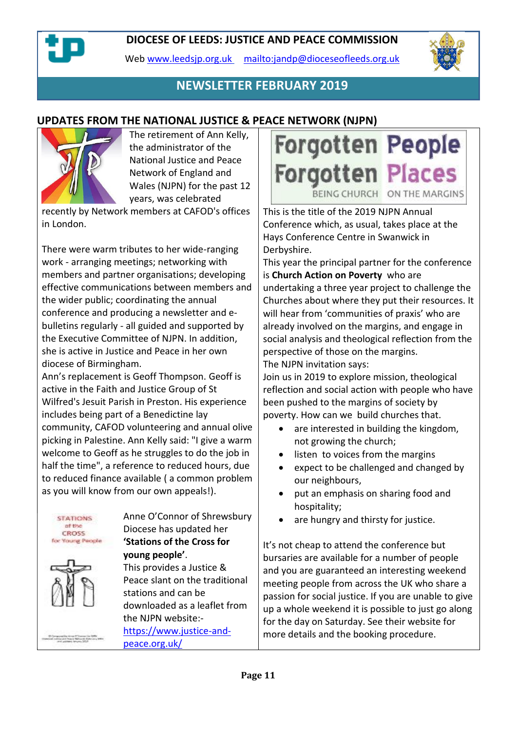# DIOCESE OF LEEDS: JUSTICE AND PEACE COMMISSION

Web www.leedsjp.org.uk mailto:jandp@dioceseofleeds.org.uk

## NEWSLETTER FEBRUARY 2019

## UPDATES FROM THE NATIONAL JUSTICE & PEACE NETWORK (NJPN)

The retirement of Ann Kelly, the administrator of the National Justice and Peace Network of England and Wales (NJPN) for the past 12 years, was celebrated recently by Network members at CAFOD's offices in London.

There were warm tributes to her wide-ranging work - arranging meetings; networking with members and partner organisations; developing effective communications between members and the wider public; coordinating the annual conference and producing a newsletter and e-bulletins regularly - all guided and supported by the Executive Committee of NJPN. In addition, she is active in Justice and Peace in her own diocese of Birmingham.

Ann's replacement is Geoff Thompson. Geoff is active in the Faith and Justice Group of St Wilfred's Jesuit Parish in Preston. His experience includes being part of a Benedictine lay community, CAFOD volunteering and annual olive picking in Palestine. Ann Kelly said: "I give a warm welcome to Geoff as he struggles to do the job in half the time", a reference to reduced hours, due to reduced finance available ( a common problem as you will know from our own appeals!).

STATIONS of the CROSS for Young People

Anne O'Connor of Shrewsbury Diocese has updated her **'Stations of the Cross for young people'**.

This provides a Justice & Peace slant on the traditional stations and can be downloaded as a leaflet from the NJPN website:- https://www.justice-and-peace.org.uk/

**Forgotten People Forgotten Places**
BEING CHURCH ON THE MARGINS

This is the title of the 2019 NJPN Annual Conference which, as usual, takes place at the Hays Conference Centre in Swanwick in Derbyshire.

This year the principal partner for the conference is **Church Action on Poverty** who are undertaking a three year project to challenge the Churches about where they put their resources. It will hear from 'communities of praxis' who are already involved on the margins, and engage in social analysis and theological reflection from the perspective of those on the margins.

The NJPN invitation says:

Join us in 2019 to explore mission, theological reflection and social action with people who have been pushed to the margins of society by poverty. How can we build churches that.

- are interested in building the kingdom, not growing the church;
- listen to voices from the margins
- expect to be challenged and changed by our neighbours,
- put an emphasis on sharing food and hospitality;
- are hungry and thirsty for justice.

It's not cheap to attend the conference but bursaries are available for a number of people and you are guaranteed an interesting weekend meeting people from across the UK who share a passion for social justice. If you are unable to give up a whole weekend it is possible to just go along for the day on Saturday. See their website for more details and the booking procedure.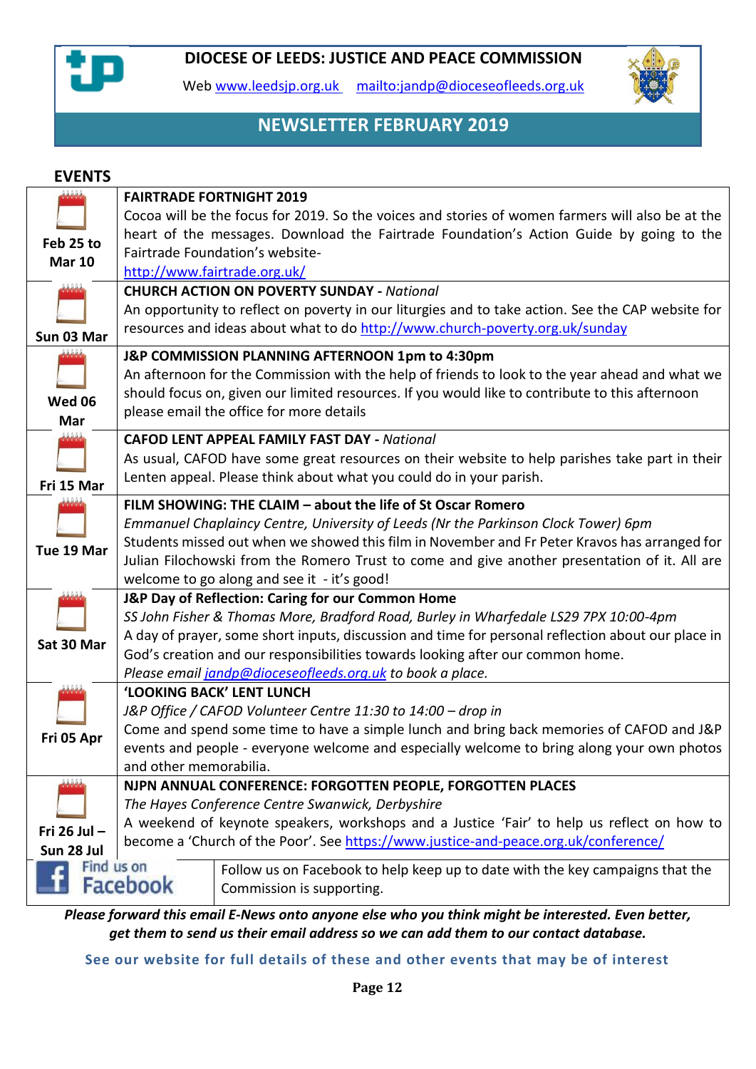# DIOCESE OF LEEDS: JUSTICE AND PEACE COMMISSION

Web www.leedsjp.org.uk  mailto:jandp@dioceseofleeds.org.uk

## NEWSLETTER FEBRUARY 2019

## EVENTS

| | |
|---|---|
| **Feb 25 to Mar 10** | **FAIRTRADE FORTNIGHT 2019**<br>Cocoa will be the focus for 2019. So the voices and stories of women farmers will also be at the heart of the messages. Download the Fairtrade Foundation's Action Guide by going to the Fairtrade Foundation's website- http://www.fairtrade.org.uk/ |
| **Sun 03 Mar** | **CHURCH ACTION ON POVERTY SUNDAY** - *National*<br>An opportunity to reflect on poverty in our liturgies and to take action. See the CAP website for resources and ideas about what to do http://www.church-poverty.org.uk/sunday |
| **Wed 06 Mar** | **J&P COMMISSION PLANNING AFTERNOON 1pm to 4:30pm**<br>An afternoon for the Commission with the help of friends to look to the year ahead and what we should focus on, given our limited resources. If you would like to contribute to this afternoon please email the office for more details |
| **Fri 15 Mar** | **CAFOD LENT APPEAL FAMILY FAST DAY** - *National*<br>As usual, CAFOD have some great resources on their website to help parishes take part in their Lenten appeal. Please think about what you could do in your parish. |
| **Tue 19 Mar** | **FILM SHOWING: THE CLAIM – about the life of St Oscar Romero**<br>*Emmanuel Chaplaincy Centre, University of Leeds (Nr the Parkinson Clock Tower) 6pm*<br>Students missed out when we showed this film in November and Fr Peter Kravos has arranged for Julian Filochowski from the Romero Trust to come and give another presentation of it. All are welcome to go along and see it - it's good! |
| **Sat 30 Mar** | **J&P Day of Reflection: Caring for our Common Home**<br>*SS John Fisher & Thomas More, Bradford Road, Burley in Wharfedale LS29 7PX 10:00-4pm*<br>A day of prayer, some short inputs, discussion and time for personal reflection about our place in God's creation and our responsibilities towards looking after our common home.<br>*Please email jandp@dioceseofleeds.org.uk to book a place.* |
| **Fri 05 Apr** | **'LOOKING BACK' LENT LUNCH**<br>*J&P Office / CAFOD Volunteer Centre 11:30 to 14:00 – drop in*<br>Come and spend some time to have a simple lunch and bring back memories of CAFOD and J&P events and people - everyone welcome and especially welcome to bring along your own photos and other memorabilia. |
| **Fri 26 Jul – Sun 28 Jul** | **NJPN ANNUAL CONFERENCE: FORGOTTEN PEOPLE, FORGOTTEN PLACES**<br>*The Hayes Conference Centre Swanwick, Derbyshire*<br>A weekend of keynote speakers, workshops and a Justice 'Fair' to help us reflect on how to become a 'Church of the Poor'. See https://www.justice-and-peace.org.uk/conference/ |
| Find us on Facebook | Follow us on Facebook to help keep up to date with the key campaigns that the Commission is supporting. |

***Please forward this email E-News onto anyone else who you think might be interested. Even better, get them to send us their email address so we can add them to our contact database.***

**See our website for full details of these and other events that may be of interest**